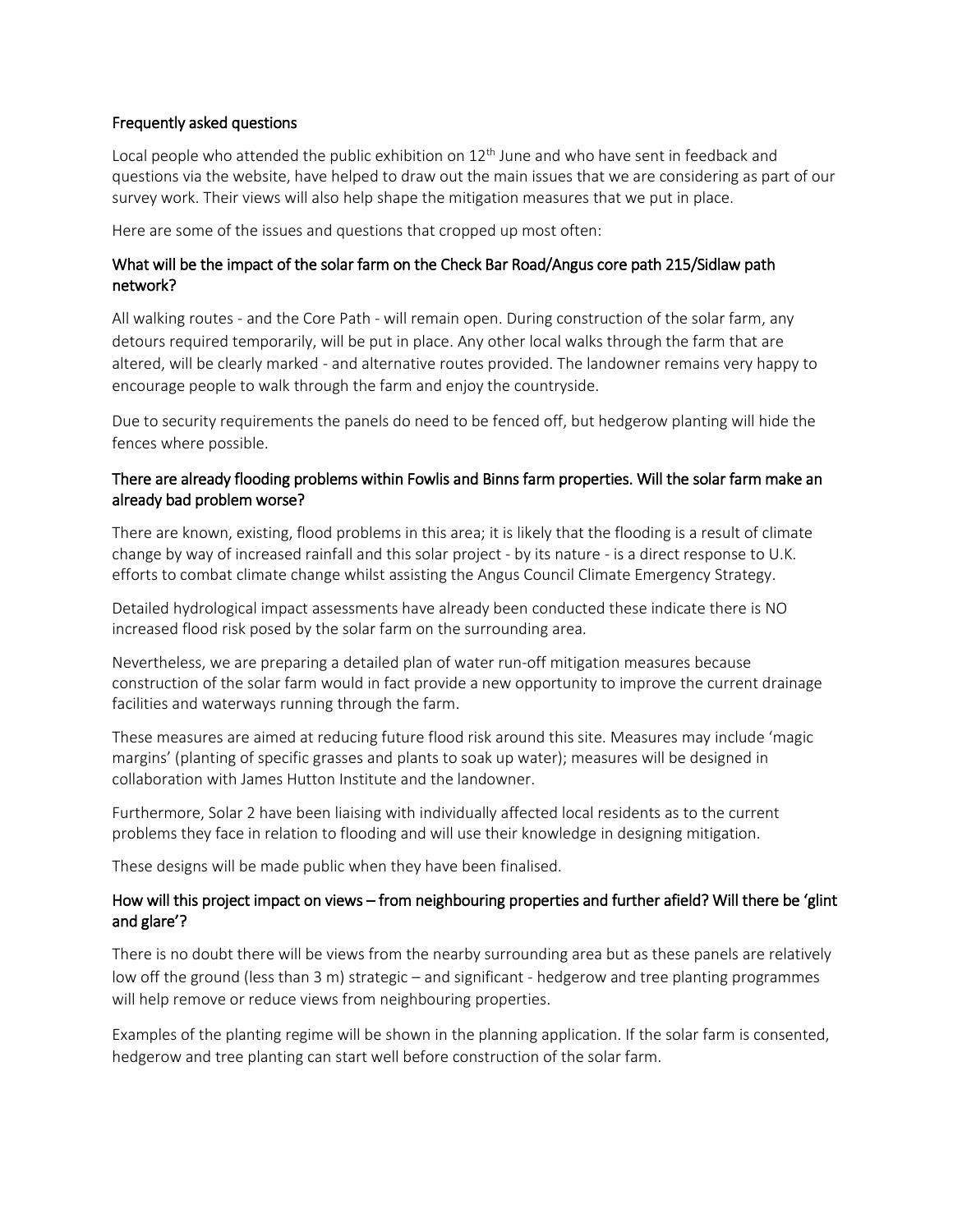## Frequently asked questions

Local people who attended the public exhibition on 12th June and who have sent in feedback and questions via the website, have helped to draw out the main issues that we are considering as part of our survey work. Their views will also help shape the mitigation measures that we put in place.

Here are some of the issues and questions that cropped up most often:

### What will be the impact of the solar farm on the Check Bar Road/Angus core path 215/Sidlaw path network?

All walking routes - and the Core Path - will remain open. During construction of the solar farm, any detours required temporarily, will be put in place. Any other local walks through the farm that are altered, will be clearly marked - and alternative routes provided. The landowner remains very happy to encourage people to walk through the farm and enjoy the countryside.

Due to security requirements the panels do need to be fenced off, but hedgerow planting will hide the fences where possible.

### There are already flooding problems within Fowlis and Binns farm properties. Will the solar farm make an already bad problem worse?

There are known, existing, flood problems in this area; it is likely that the flooding is a result of climate change by way of increased rainfall and this solar project - by its nature - is a direct response to U.K. efforts to combat climate change whilst assisting the Angus Council Climate Emergency Strategy.

Detailed hydrological impact assessments have already been conducted these indicate there is NO increased flood risk posed by the solar farm on the surrounding area.

Nevertheless, we are preparing a detailed plan of water run-off mitigation measures because construction of the solar farm would in fact provide a new opportunity to improve the current drainage facilities and waterways running through the farm.

These measures are aimed at reducing future flood risk around this site. Measures may include 'magic margins' (planting of specific grasses and plants to soak up water); measures will be designed in collaboration with James Hutton Institute and the landowner.

Furthermore, Solar 2 have been liaising with individually affected local residents as to the current problems they face in relation to flooding and will use their knowledge in designing mitigation.

These designs will be made public when they have been finalised.

### How will this project impact on views – from neighbouring properties and further afield? Will there be 'glint and glare'?

There is no doubt there will be views from the nearby surrounding area but as these panels are relatively low off the ground (less than 3 m) strategic – and significant - hedgerow and tree planting programmes will help remove or reduce views from neighbouring properties.

Examples of the planting regime will be shown in the planning application. If the solar farm is consented, hedgerow and tree planting can start well before construction of the solar farm.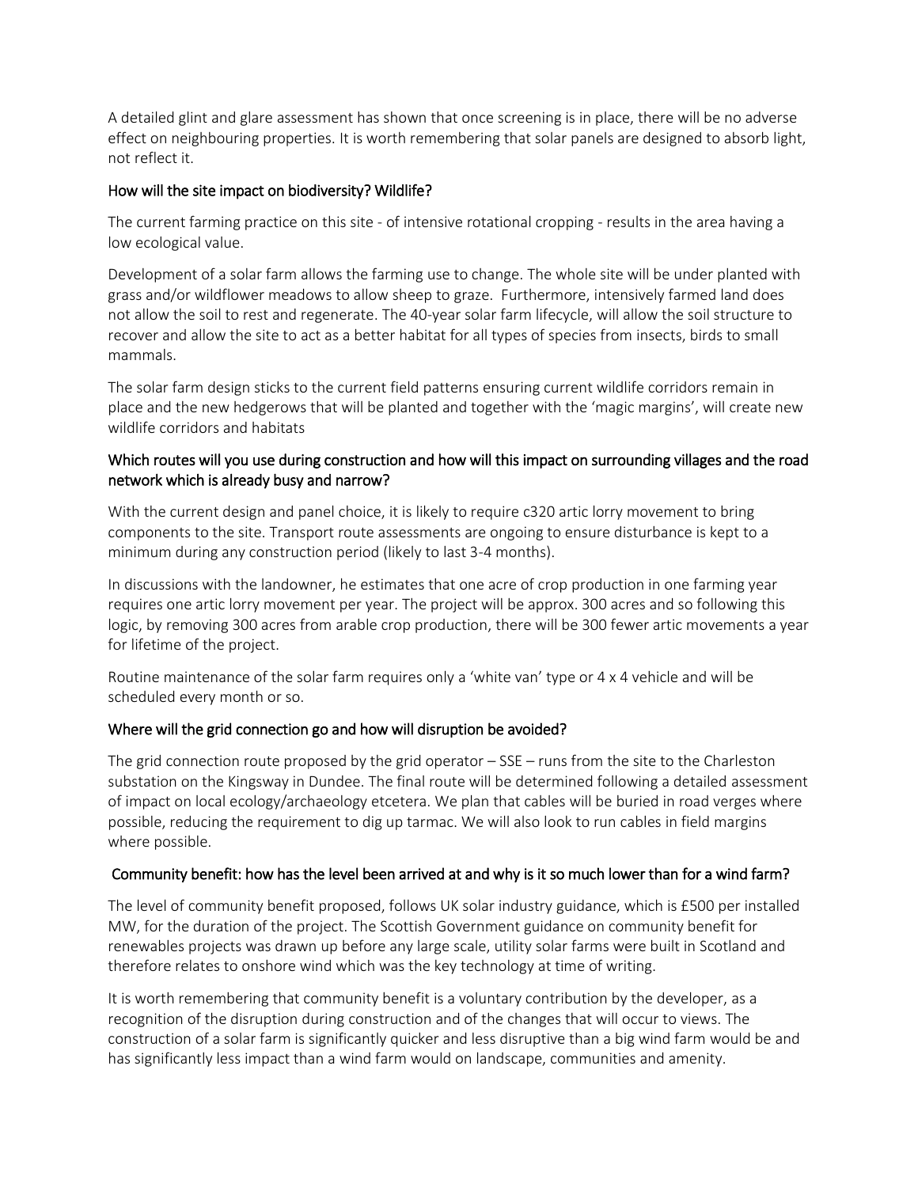A detailed glint and glare assessment has shown that once screening is in place, there will be no adverse effect on neighbouring properties. It is worth remembering that solar panels are designed to absorb light, not reflect it.

## How will the site impact on biodiversity? Wildlife?

The current farming practice on this site - of intensive rotational cropping - results in the area having a low ecological value.

Development of a solar farm allows the farming use to change. The whole site will be under planted with grass and/or wildflower meadows to allow sheep to graze. Furthermore, intensively farmed land does not allow the soil to rest and regenerate. The 40-year solar farm lifecycle, will allow the soil structure to recover and allow the site to act as a better habitat for all types of species from insects, birds to small mammals.

The solar farm design sticks to the current field patterns ensuring current wildlife corridors remain in place and the new hedgerows that will be planted and together with the 'magic margins', will create new wildlife corridors and habitats

## Which routes will you use during construction and how will this impact on surrounding villages and the road network which is already busy and narrow?

With the current design and panel choice, it is likely to require c320 artic lorry movement to bring components to the site. Transport route assessments are ongoing to ensure disturbance is kept to a minimum during any construction period (likely to last 3-4 months).

In discussions with the landowner, he estimates that one acre of crop production in one farming year requires one artic lorry movement per year. The project will be approx. 300 acres and so following this logic, by removing 300 acres from arable crop production, there will be 300 fewer artic movements a year for lifetime of the project.

Routine maintenance of the solar farm requires only a 'white van' type or 4 x 4 vehicle and will be scheduled every month or so.

## Where will the grid connection go and how will disruption be avoided?

The grid connection route proposed by the grid operator – SSE – runs from the site to the Charleston substation on the Kingsway in Dundee. The final route will be determined following a detailed assessment of impact on local ecology/archaeology etcetera. We plan that cables will be buried in road verges where possible, reducing the requirement to dig up tarmac. We will also look to run cables in field margins where possible.

## Community benefit: how has the level been arrived at and why is it so much lower than for a wind farm?

The level of community benefit proposed, follows UK solar industry guidance, which is £500 per installed MW, for the duration of the project. The Scottish Government guidance on community benefit for renewables projects was drawn up before any large scale, utility solar farms were built in Scotland and therefore relates to onshore wind which was the key technology at time of writing.

It is worth remembering that community benefit is a voluntary contribution by the developer, as a recognition of the disruption during construction and of the changes that will occur to views. The construction of a solar farm is significantly quicker and less disruptive than a big wind farm would be and has significantly less impact than a wind farm would on landscape, communities and amenity.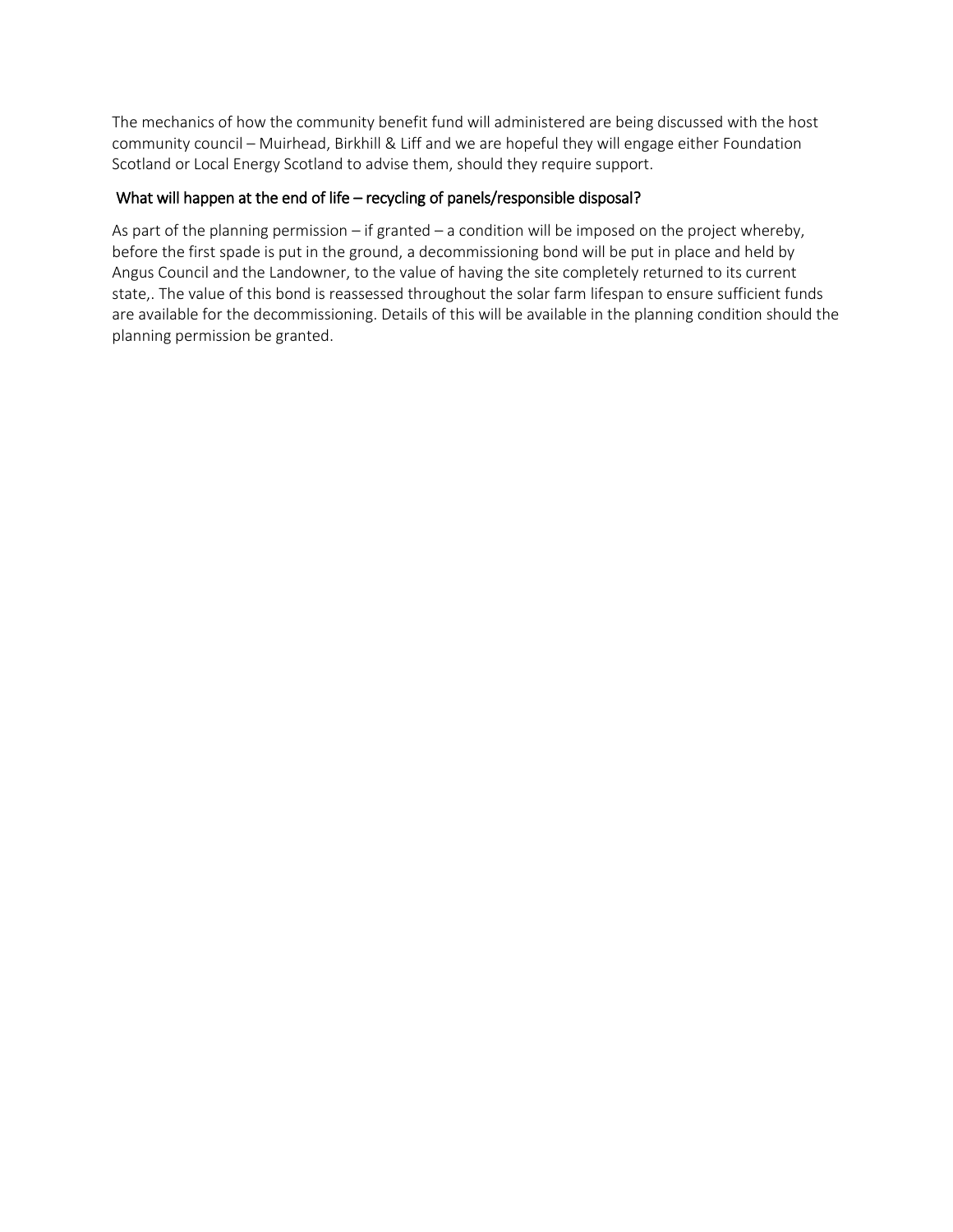The mechanics of how the community benefit fund will administered are being discussed with the host community council – Muirhead, Birkhill & Liff and we are hopeful they will engage either Foundation Scotland or Local Energy Scotland to advise them, should they require support.

### What will happen at the end of life – recycling of panels/responsible disposal?

As part of the planning permission – if granted – a condition will be imposed on the project whereby, before the first spade is put in the ground, a decommissioning bond will be put in place and held by Angus Council and the Landowner, to the value of having the site completely returned to its current state,. The value of this bond is reassessed throughout the solar farm lifespan to ensure sufficient funds are available for the decommissioning. Details of this will be available in the planning condition should the planning permission be granted.